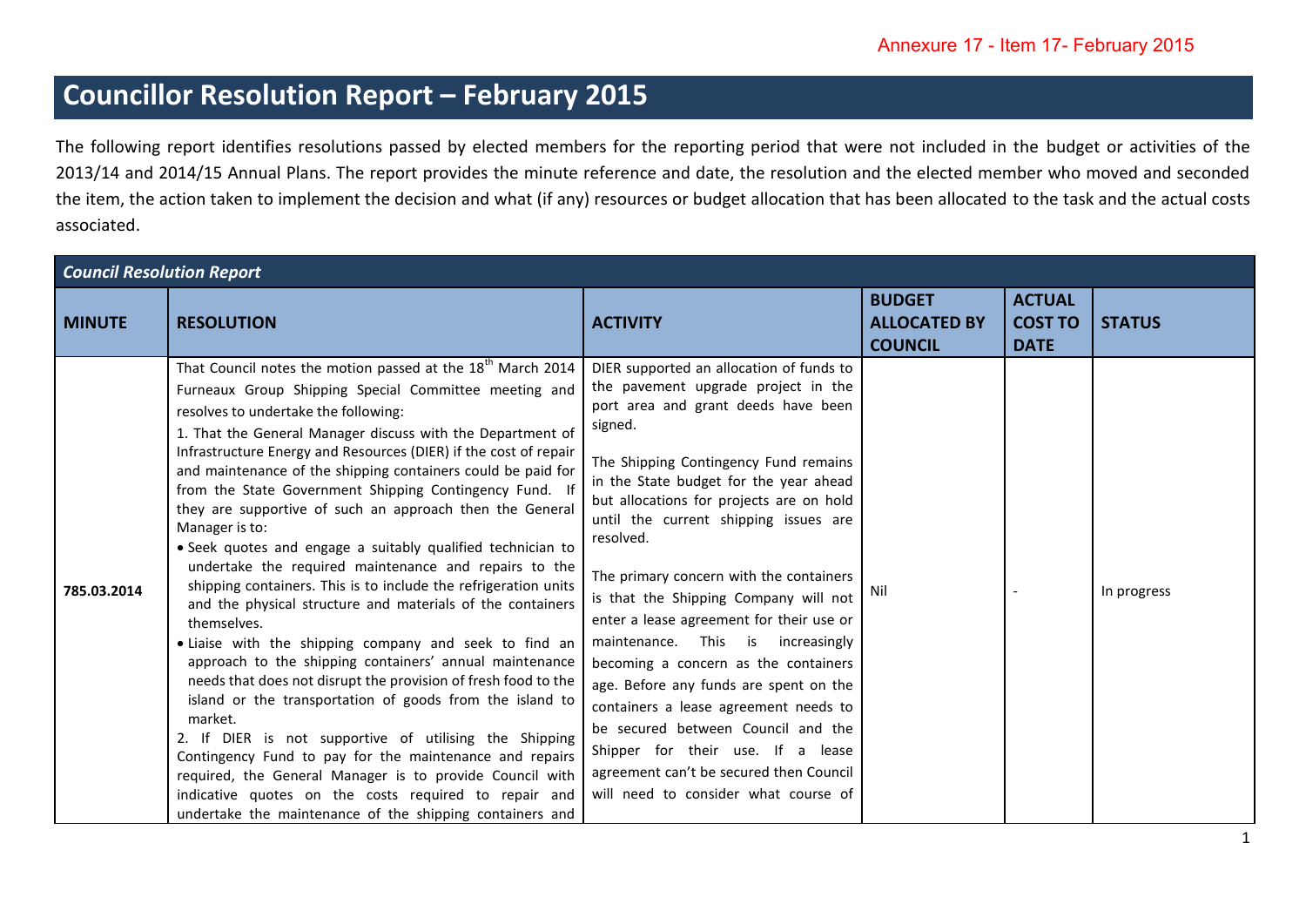Annexure 17 - Item 17- February 2015

# Councillor Resolution Report – February 2015

The following report identifies resolutions passed by elected members for the reporting period that were not included in the budget or activities of the 2013/14 and 2014/15 Annual Plans. The report provides the minute reference and date, the resolution and the elected member who moved and seconded the item, the action taken to implement the decision and what (if any) resources or budget allocation that has been allocated to the task and the actual costs associated.

***Council Resolution Report***

| MINUTE | RESOLUTION | ACTIVITY | BUDGET ALLOCATED BY COUNCIL | ACTUAL COST TO DATE | STATUS |
|---|---|---|---|---|---|
| 785.03.2014 | That Council notes the motion passed at the 18th March 2014 Furneaux Group Shipping Special Committee meeting and resolves to undertake the following:<br>1. That the General Manager discuss with the Department of Infrastructure Energy and Resources (DIER) if the cost of repair and maintenance of the shipping containers could be paid for from the State Government Shipping Contingency Fund. If they are supportive of such an approach then the General Manager is to:<br>• Seek quotes and engage a suitably qualified technician to undertake the required maintenance and repairs to the shipping containers. This is to include the refrigeration units and the physical structure and materials of the containers themselves.<br>• Liaise with the shipping company and seek to find an approach to the shipping containers' annual maintenance needs that does not disrupt the provision of fresh food to the island or the transportation of goods from the island to market.<br>2. If DIER is not supportive of utilising the Shipping Contingency Fund to pay for the maintenance and repairs required, the General Manager is to provide Council with indicative quotes on the costs required to repair and undertake the maintenance of the shipping containers and | DIER supported an allocation of funds to the pavement upgrade project in the port area and grant deeds have been signed.<br><br>The Shipping Contingency Fund remains in the State budget for the year ahead but allocations for projects are on hold until the current shipping issues are resolved.<br><br>The primary concern with the containers is that the Shipping Company will not enter a lease agreement for their use or maintenance. This is increasingly becoming a concern as the containers age. Before any funds are spent on the containers a lease agreement needs to be secured between Council and the Shipper for their use. If a lease agreement can't be secured then Council will need to consider what course of | Nil | - | In progress |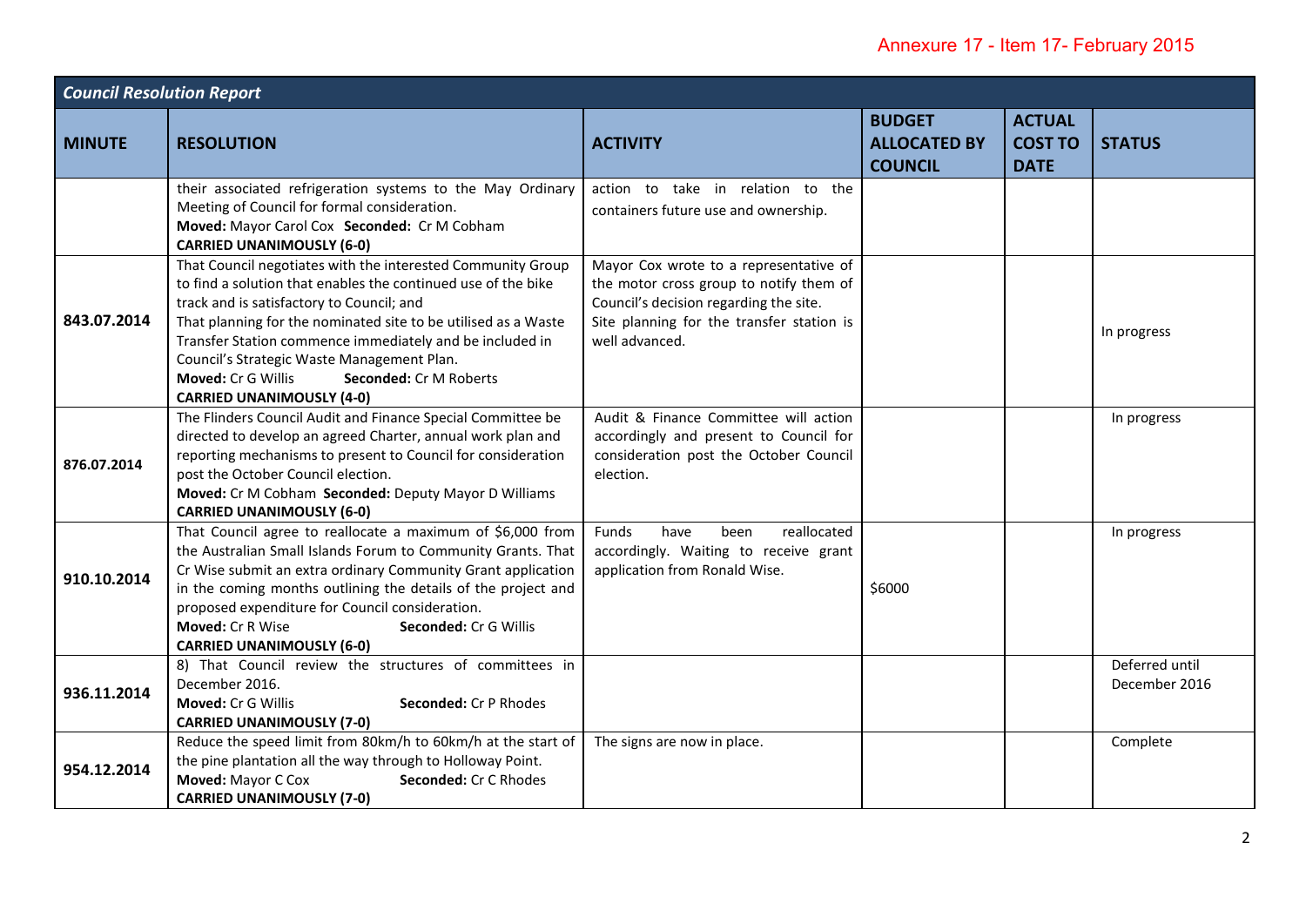Annexure 17 - Item 17- February 2015

| *Council Resolution Report* | | | | | |
|---|---|---|---|---|---|
| **MINUTE** | **RESOLUTION** | **ACTIVITY** | **BUDGET ALLOCATED BY COUNCIL** | **ACTUAL COST TO DATE** | **STATUS** |
| | their associated refrigeration systems to the May Ordinary Meeting of Council for formal consideration. **Moved:** Mayor Carol Cox **Seconded:** Cr M Cobham **CARRIED UNANIMOUSLY (6-0)** | action to take in relation to the containers future use and ownership. | | | |
| **843.07.2014** | That Council negotiates with the interested Community Group to find a solution that enables the continued use of the bike track and is satisfactory to Council; and That planning for the nominated site to be utilised as a Waste Transfer Station commence immediately and be included in Council's Strategic Waste Management Plan. **Moved:** Cr G Willis **Seconded:** Cr M Roberts **CARRIED UNANIMOUSLY (4-0)** | Mayor Cox wrote to a representative of the motor cross group to notify them of Council's decision regarding the site. Site planning for the transfer station is well advanced. | | | In progress |
| **876.07.2014** | The Flinders Council Audit and Finance Special Committee be directed to develop an agreed Charter, annual work plan and reporting mechanisms to present to Council for consideration post the October Council election. **Moved:** Cr M Cobham **Seconded:** Deputy Mayor D Williams **CARRIED UNANIMOUSLY (6-0)** | Audit & Finance Committee will action accordingly and present to Council for consideration post the October Council election. | | | In progress |
| **910.10.2014** | That Council agree to reallocate a maximum of $6,000 from the Australian Small Islands Forum to Community Grants. That Cr Wise submit an extra ordinary Community Grant application in the coming months outlining the details of the project and proposed expenditure for Council consideration. **Moved:** Cr R Wise **Seconded:** Cr G Willis **CARRIED UNANIMOUSLY (6-0)** | Funds have been reallocated accordingly. Waiting to receive grant application from Ronald Wise. | $6000 | | In progress |
| **936.11.2014** | 8) That Council review the structures of committees in December 2016. **Moved:** Cr G Willis **Seconded:** Cr P Rhodes **CARRIED UNANIMOUSLY (7-0)** | | | | Deferred until December 2016 |
| **954.12.2014** | Reduce the speed limit from 80km/h to 60km/h at the start of the pine plantation all the way through to Holloway Point. **Moved:** Mayor C Cox **Seconded:** Cr C Rhodes **CARRIED UNANIMOUSLY (7-0)** | The signs are now in place. | | | Complete |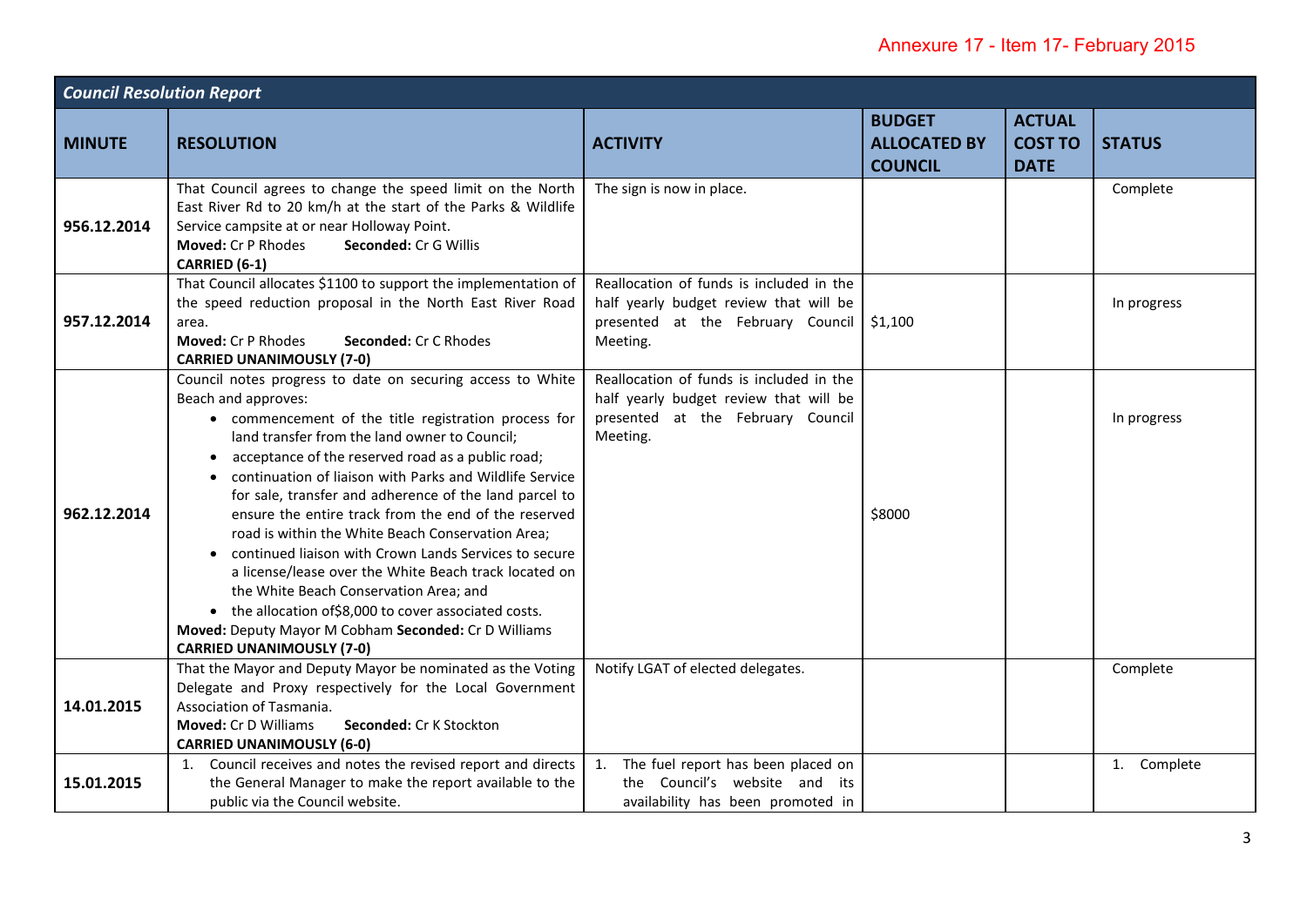Annexure 17 - Item 17- February 2015

| *Council Resolution Report* | | | | | |
|---|---|---|---|---|---|
| **MINUTE** | **RESOLUTION** | **ACTIVITY** | **BUDGET ALLOCATED BY COUNCIL** | **ACTUAL COST TO DATE** | **STATUS** |
| **956.12.2014** | That Council agrees to change the speed limit on the North East River Rd to 20 km/h at the start of the Parks & Wildlife Service campsite at or near Holloway Point.<br>**Moved:** Cr P Rhodes **Seconded:** Cr G Willis<br>**CARRIED (6-1)** | The sign is now in place. | | | Complete |
| **957.12.2014** | That Council allocates $1100 to support the implementation of the speed reduction proposal in the North East River Road area.<br>**Moved:** Cr P Rhodes **Seconded:** Cr C Rhodes<br>**CARRIED UNANIMOUSLY (7-0)** | Reallocation of funds is included in the half yearly budget review that will be presented at the February Council Meeting. | $1,100 | | In progress |
| **962.12.2014** | Council notes progress to date on securing access to White Beach and approves:<br>• commencement of the title registration process for land transfer from the land owner to Council;<br>• acceptance of the reserved road as a public road;<br>• continuation of liaison with Parks and Wildlife Service for sale, transfer and adherence of the land parcel to ensure the entire track from the end of the reserved road is within the White Beach Conservation Area;<br>• continued liaison with Crown Lands Services to secure a license/lease over the White Beach track located on the White Beach Conservation Area; and<br>• the allocation of$8,000 to cover associated costs.<br>**Moved:** Deputy Mayor M Cobham **Seconded:** Cr D Williams<br>**CARRIED UNANIMOUSLY (7-0)** | Reallocation of funds is included in the half yearly budget review that will be presented at the February Council Meeting. | $8000 | | In progress |
| **14.01.2015** | That the Mayor and Deputy Mayor be nominated as the Voting Delegate and Proxy respectively for the Local Government Association of Tasmania.<br>**Moved:** Cr D Williams **Seconded:** Cr K Stockton<br>**CARRIED UNANIMOUSLY (6-0)** | Notify LGAT of elected delegates. | | | Complete |
| **15.01.2015** | 1. Council receives and notes the revised report and directs the General Manager to make the report available to the public via the Council website. | 1. The fuel report has been placed on the Council's website and its availability has been promoted in | | | 1. Complete |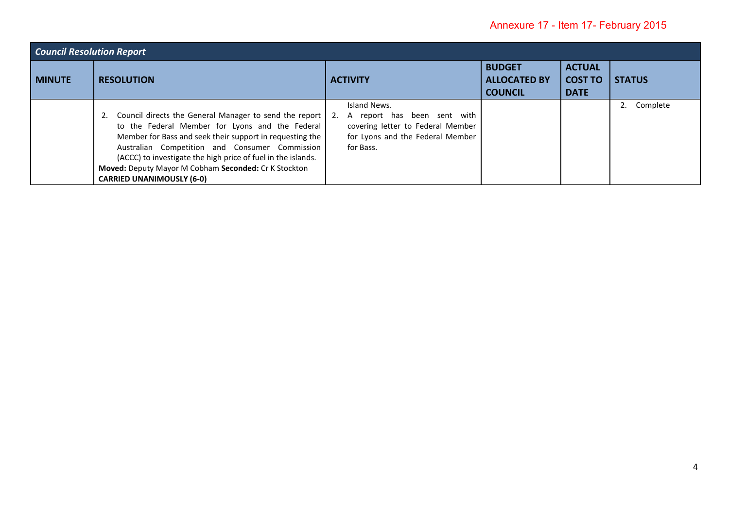Annexure 17 - Item 17- February 2015

| *Council Resolution Report* | | | | | |
|---|---|---|---|---|---|
| **MINUTE** | **RESOLUTION** | **ACTIVITY** | **BUDGET ALLOCATED BY COUNCIL** | **ACTUAL COST TO DATE** | **STATUS** |
| | 2. Council directs the General Manager to send the report to the Federal Member for Lyons and the Federal Member for Bass and seek their support in requesting the Australian Competition and Consumer Commission (ACCC) to investigate the high price of fuel in the islands. **Moved:** Deputy Mayor M Cobham **Seconded:** Cr K Stockton **CARRIED UNANIMOUSLY (6-0)** | Island News. 2. A report has been sent with covering letter to Federal Member for Lyons and the Federal Member for Bass. | | | 2. Complete |